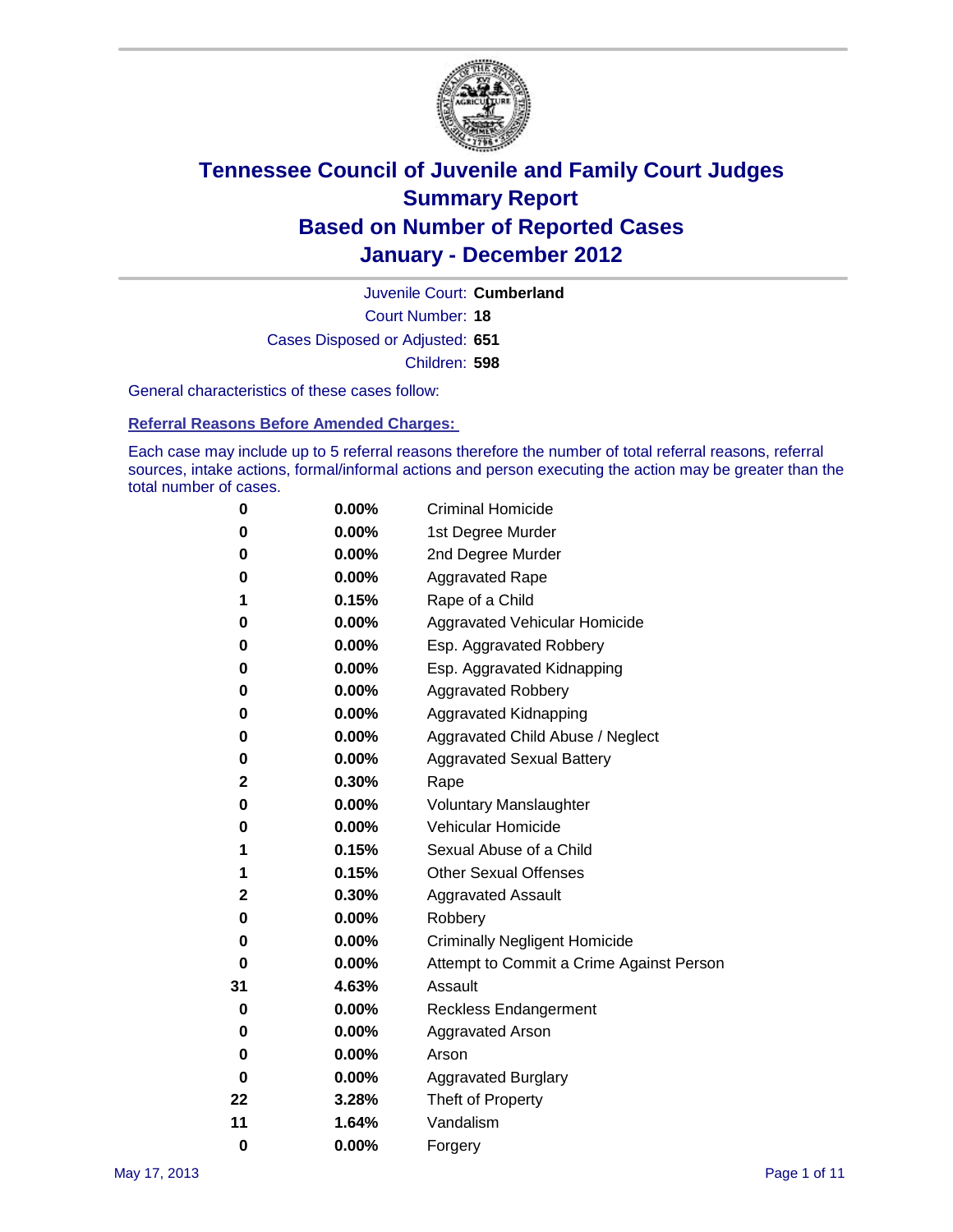# Tennessee Council of Juvenile and Family Court Judges
## Summary Report
## Based on Number of Reported Cases
## January - December 2012

Juvenile Court: **Cumberland**

Court Number: **18**

Cases Disposed or Adjusted: **651**

Children: **598**

General characteristics of these cases follow:

### Referral Reasons Before Amended Charges:

Each case may include up to 5 referral reasons therefore the number of total referral reasons, referral sources, intake actions, formal/informal actions and person executing the action may be greater than the total number of cases.

| Count | Percent | Referral Reason |
|---|---|---|
| 0 | 0.00% | Criminal Homicide |
| 0 | 0.00% | 1st Degree Murder |
| 0 | 0.00% | 2nd Degree Murder |
| 0 | 0.00% | Aggravated Rape |
| 1 | 0.15% | Rape of a Child |
| 0 | 0.00% | Aggravated Vehicular Homicide |
| 0 | 0.00% | Esp. Aggravated Robbery |
| 0 | 0.00% | Esp. Aggravated Kidnapping |
| 0 | 0.00% | Aggravated Robbery |
| 0 | 0.00% | Aggravated Kidnapping |
| 0 | 0.00% | Aggravated Child Abuse / Neglect |
| 0 | 0.00% | Aggravated Sexual Battery |
| 2 | 0.30% | Rape |
| 0 | 0.00% | Voluntary Manslaughter |
| 0 | 0.00% | Vehicular Homicide |
| 1 | 0.15% | Sexual Abuse of a Child |
| 1 | 0.15% | Other Sexual Offenses |
| 2 | 0.30% | Aggravated Assault |
| 0 | 0.00% | Robbery |
| 0 | 0.00% | Criminally Negligent Homicide |
| 0 | 0.00% | Attempt to Commit a Crime Against Person |
| 31 | 4.63% | Assault |
| 0 | 0.00% | Reckless Endangerment |
| 0 | 0.00% | Aggravated Arson |
| 0 | 0.00% | Arson |
| 0 | 0.00% | Aggravated Burglary |
| 22 | 3.28% | Theft of Property |
| 11 | 1.64% | Vandalism |
| 0 | 0.00% | Forgery |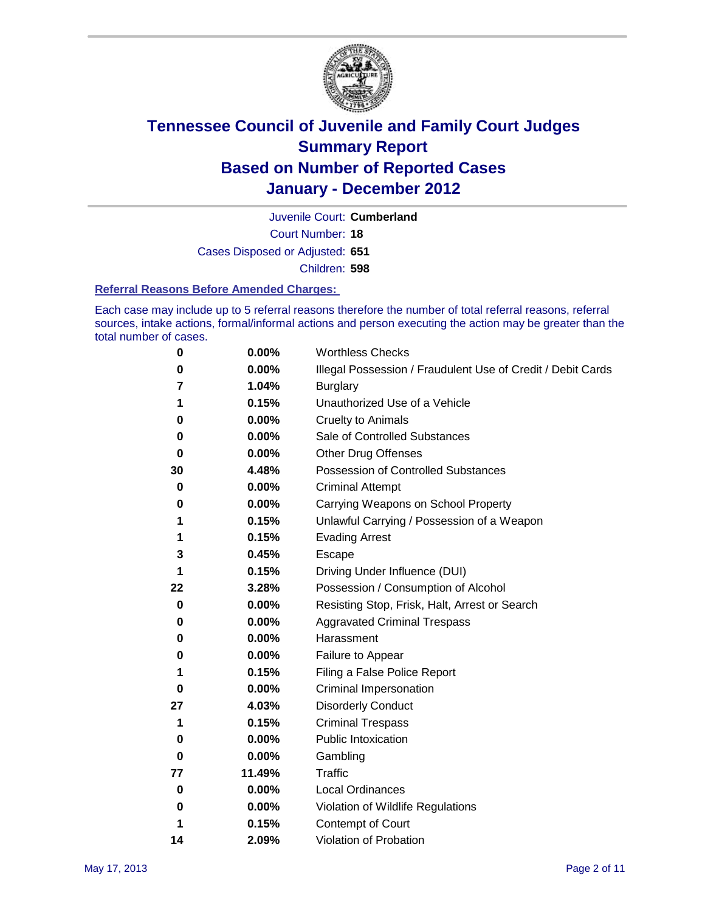# Tennessee Council of Juvenile and Family Court Judges
## Summary Report
## Based on Number of Reported Cases
## January - December 2012

Juvenile Court: **Cumberland**

Court Number: **18**

Cases Disposed or Adjusted: **651**

Children: **598**

### Referral Reasons Before Amended Charges:

Each case may include up to 5 referral reasons therefore the number of total referral reasons, referral sources, intake actions, formal/informal actions and person executing the action may be greater than the total number of cases.

| | | |
|---|---|---|
| 0 | 0.00% | Worthless Checks |
| 0 | 0.00% | Illegal Possession / Fraudulent Use of Credit / Debit Cards |
| 7 | 1.04% | Burglary |
| 1 | 0.15% | Unauthorized Use of a Vehicle |
| 0 | 0.00% | Cruelty to Animals |
| 0 | 0.00% | Sale of Controlled Substances |
| 0 | 0.00% | Other Drug Offenses |
| 30 | 4.48% | Possession of Controlled Substances |
| 0 | 0.00% | Criminal Attempt |
| 0 | 0.00% | Carrying Weapons on School Property |
| 1 | 0.15% | Unlawful Carrying / Possession of a Weapon |
| 1 | 0.15% | Evading Arrest |
| 3 | 0.45% | Escape |
| 1 | 0.15% | Driving Under Influence (DUI) |
| 22 | 3.28% | Possession / Consumption of Alcohol |
| 0 | 0.00% | Resisting Stop, Frisk, Halt, Arrest or Search |
| 0 | 0.00% | Aggravated Criminal Trespass |
| 0 | 0.00% | Harassment |
| 0 | 0.00% | Failure to Appear |
| 1 | 0.15% | Filing a False Police Report |
| 0 | 0.00% | Criminal Impersonation |
| 27 | 4.03% | Disorderly Conduct |
| 1 | 0.15% | Criminal Trespass |
| 0 | 0.00% | Public Intoxication |
| 0 | 0.00% | Gambling |
| 77 | 11.49% | Traffic |
| 0 | 0.00% | Local Ordinances |
| 0 | 0.00% | Violation of Wildlife Regulations |
| 1 | 0.15% | Contempt of Court |
| 14 | 2.09% | Violation of Probation |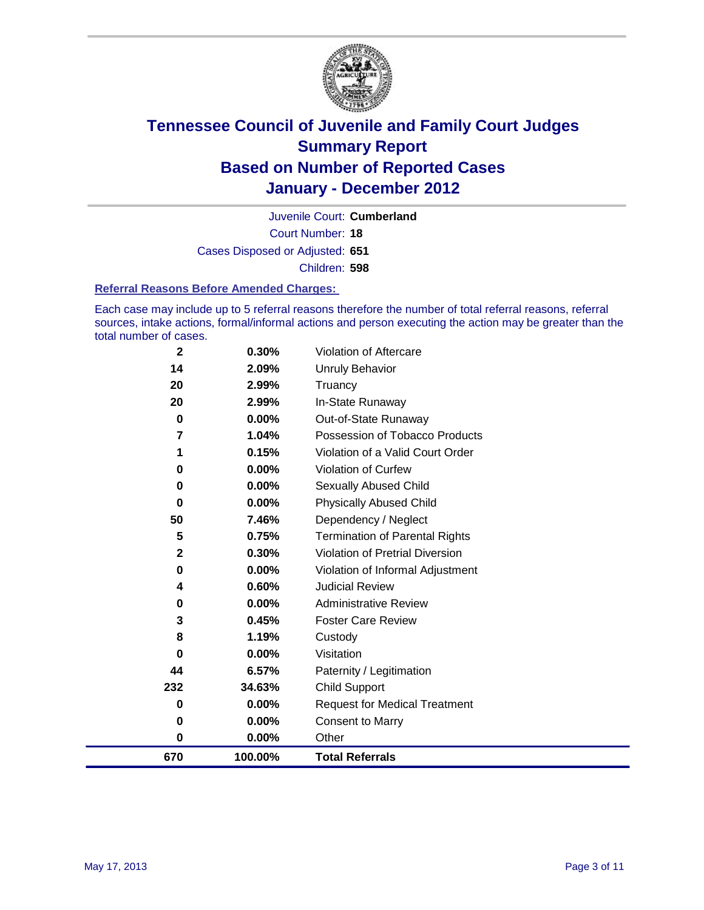# Tennessee Council of Juvenile and Family Court Judges
## Summary Report
## Based on Number of Reported Cases
## January - December 2012

Juvenile Court: **Cumberland**

Court Number: **18**

Cases Disposed or Adjusted: **651**

Children: **598**

### Referral Reasons Before Amended Charges:

Each case may include up to 5 referral reasons therefore the number of total referral reasons, referral sources, intake actions, formal/informal actions and person executing the action may be greater than the total number of cases.

| Count | Percent | Referral Reason |
|---|---|---|
| 2 | 0.30% | Violation of Aftercare |
| 14 | 2.09% | Unruly Behavior |
| 20 | 2.99% | Truancy |
| 20 | 2.99% | In-State Runaway |
| 0 | 0.00% | Out-of-State Runaway |
| 7 | 1.04% | Possession of Tobacco Products |
| 1 | 0.15% | Violation of a Valid Court Order |
| 0 | 0.00% | Violation of Curfew |
| 0 | 0.00% | Sexually Abused Child |
| 0 | 0.00% | Physically Abused Child |
| 50 | 7.46% | Dependency / Neglect |
| 5 | 0.75% | Termination of Parental Rights |
| 2 | 0.30% | Violation of Pretrial Diversion |
| 0 | 0.00% | Violation of Informal Adjustment |
| 4 | 0.60% | Judicial Review |
| 0 | 0.00% | Administrative Review |
| 3 | 0.45% | Foster Care Review |
| 8 | 1.19% | Custody |
| 0 | 0.00% | Visitation |
| 44 | 6.57% | Paternity / Legitimation |
| 232 | 34.63% | Child Support |
| 0 | 0.00% | Request for Medical Treatment |
| 0 | 0.00% | Consent to Marry |
| 0 | 0.00% | Other |
| **670** | **100.00%** | **Total Referrals** |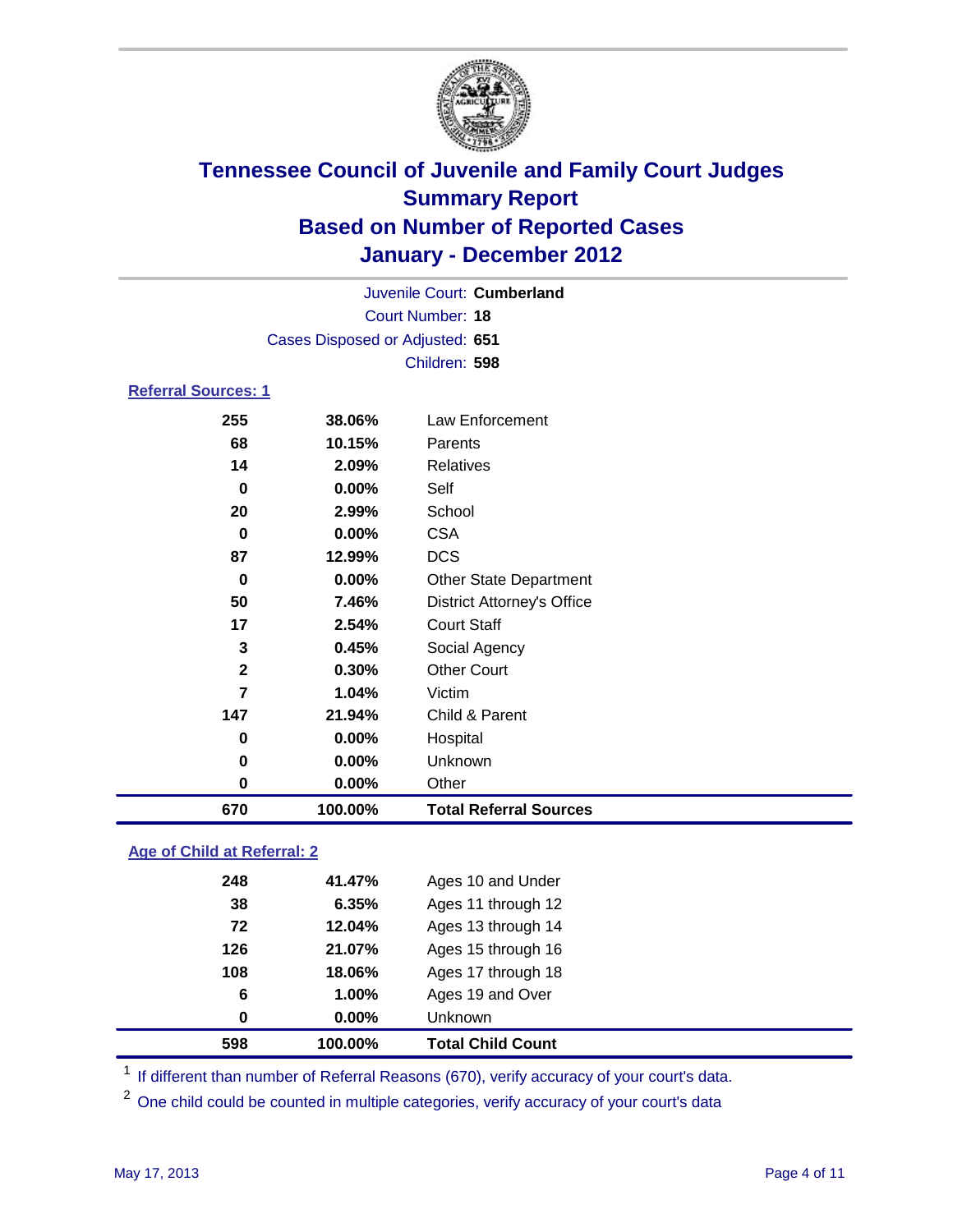# Tennessee Council of Juvenile and Family Court Judges
## Summary Report
## Based on Number of Reported Cases
## January - December 2012

Juvenile Court: **Cumberland**
Court Number: **18**
Cases Disposed or Adjusted: **651**
Children: **598**

### Referral Sources: 1

| | | |
|---|---|---|
| 255 | 38.06% | Law Enforcement |
| 68 | 10.15% | Parents |
| 14 | 2.09% | Relatives |
| 0 | 0.00% | Self |
| 20 | 2.99% | School |
| 0 | 0.00% | CSA |
| 87 | 12.99% | DCS |
| 0 | 0.00% | Other State Department |
| 50 | 7.46% | District Attorney's Office |
| 17 | 2.54% | Court Staff |
| 3 | 0.45% | Social Agency |
| 2 | 0.30% | Other Court |
| 7 | 1.04% | Victim |
| 147 | 21.94% | Child & Parent |
| 0 | 0.00% | Hospital |
| 0 | 0.00% | Unknown |
| 0 | 0.00% | Other |
| **670** | **100.00%** | **Total Referral Sources** |

### Age of Child at Referral: 2

| | | |
|---|---|---|
| 248 | 41.47% | Ages 10 and Under |
| 38 | 6.35% | Ages 11 through 12 |
| 72 | 12.04% | Ages 13 through 14 |
| 126 | 21.07% | Ages 15 through 16 |
| 108 | 18.06% | Ages 17 through 18 |
| 6 | 1.00% | Ages 19 and Over |
| 0 | 0.00% | Unknown |
| **598** | **100.00%** | **Total Child Count** |

[1] If different than number of Referral Reasons (670), verify accuracy of your court's data.

[2] One child could be counted in multiple categories, verify accuracy of your court's data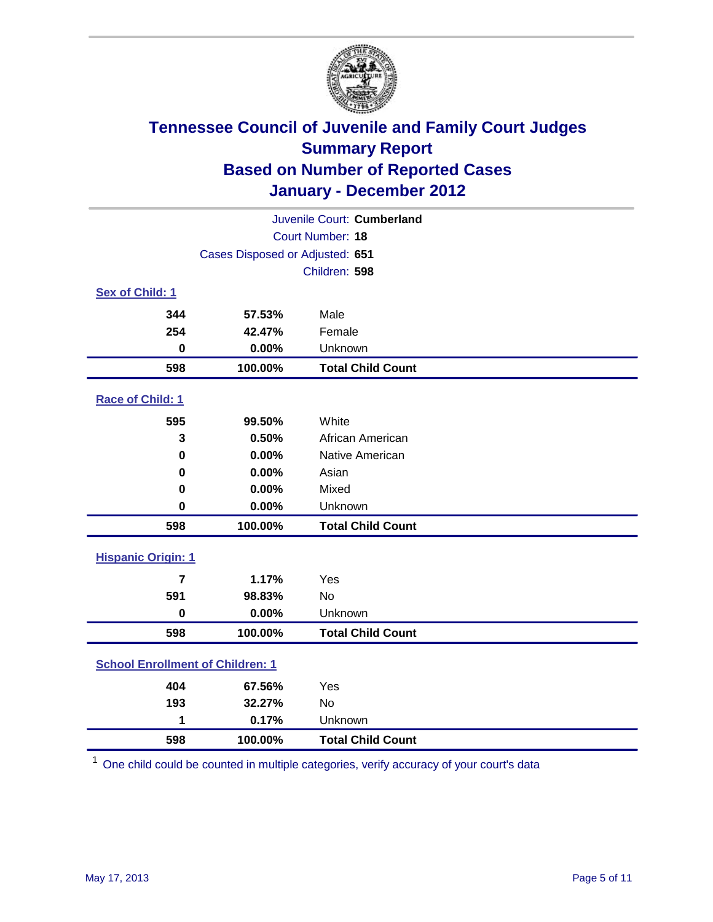# Tennessee Council of Juvenile and Family Court Judges
## Summary Report
## Based on Number of Reported Cases
## January - December 2012

Juvenile Court: **Cumberland**
Court Number: **18**
Cases Disposed or Adjusted: **651**
Children: **598**

### Sex of Child: 1

| Count | Percent | Category |
|---|---|---|
| 344 | 57.53% | Male |
| 254 | 42.47% | Female |
| 0 | 0.00% | Unknown |
| **598** | **100.00%** | **Total Child Count** |

### Race of Child: 1

| Count | Percent | Category |
|---|---|---|
| 595 | 99.50% | White |
| 3 | 0.50% | African American |
| 0 | 0.00% | Native American |
| 0 | 0.00% | Asian |
| 0 | 0.00% | Mixed |
| 0 | 0.00% | Unknown |
| **598** | **100.00%** | **Total Child Count** |

### Hispanic Origin: 1

| Count | Percent | Category |
|---|---|---|
| 7 | 1.17% | Yes |
| 591 | 98.83% | No |
| 0 | 0.00% | Unknown |
| **598** | **100.00%** | **Total Child Count** |

### School Enrollment of Children: 1

| Count | Percent | Category |
|---|---|---|
| 404 | 67.56% | Yes |
| 193 | 32.27% | No |
| 1 | 0.17% | Unknown |
| **598** | **100.00%** | **Total Child Count** |

[1] One child could be counted in multiple categories, verify accuracy of your court's data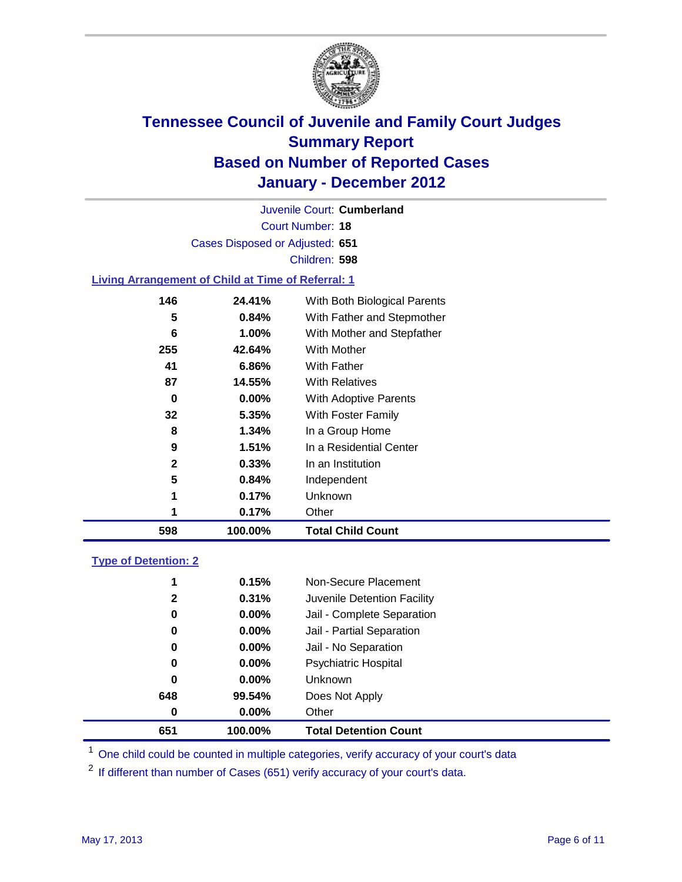# Tennessee Council of Juvenile and Family Court Judges
## Summary Report
## Based on Number of Reported Cases
## January - December 2012

Juvenile Court: **Cumberland**

Court Number: **18**

Cases Disposed or Adjusted: **651**

Children: **598**

### Living Arrangement of Child at Time of Referral: 1

| Count | Percent | Category |
|---|---|---|
| 146 | 24.41% | With Both Biological Parents |
| 5 | 0.84% | With Father and Stepmother |
| 6 | 1.00% | With Mother and Stepfather |
| 255 | 42.64% | With Mother |
| 41 | 6.86% | With Father |
| 87 | 14.55% | With Relatives |
| 0 | 0.00% | With Adoptive Parents |
| 32 | 5.35% | With Foster Family |
| 8 | 1.34% | In a Group Home |
| 9 | 1.51% | In a Residential Center |
| 2 | 0.33% | In an Institution |
| 5 | 0.84% | Independent |
| 1 | 0.17% | Unknown |
| 1 | 0.17% | Other |
| **598** | **100.00%** | **Total Child Count** |

### Type of Detention: 2

| Count | Percent | Category |
|---|---|---|
| 1 | 0.15% | Non-Secure Placement |
| 2 | 0.31% | Juvenile Detention Facility |
| 0 | 0.00% | Jail - Complete Separation |
| 0 | 0.00% | Jail - Partial Separation |
| 0 | 0.00% | Jail - No Separation |
| 0 | 0.00% | Psychiatric Hospital |
| 0 | 0.00% | Unknown |
| 648 | 99.54% | Does Not Apply |
| 0 | 0.00% | Other |
| **651** | **100.00%** | **Total Detention Count** |

[1] One child could be counted in multiple categories, verify accuracy of your court's data

[2] If different than number of Cases (651) verify accuracy of your court's data.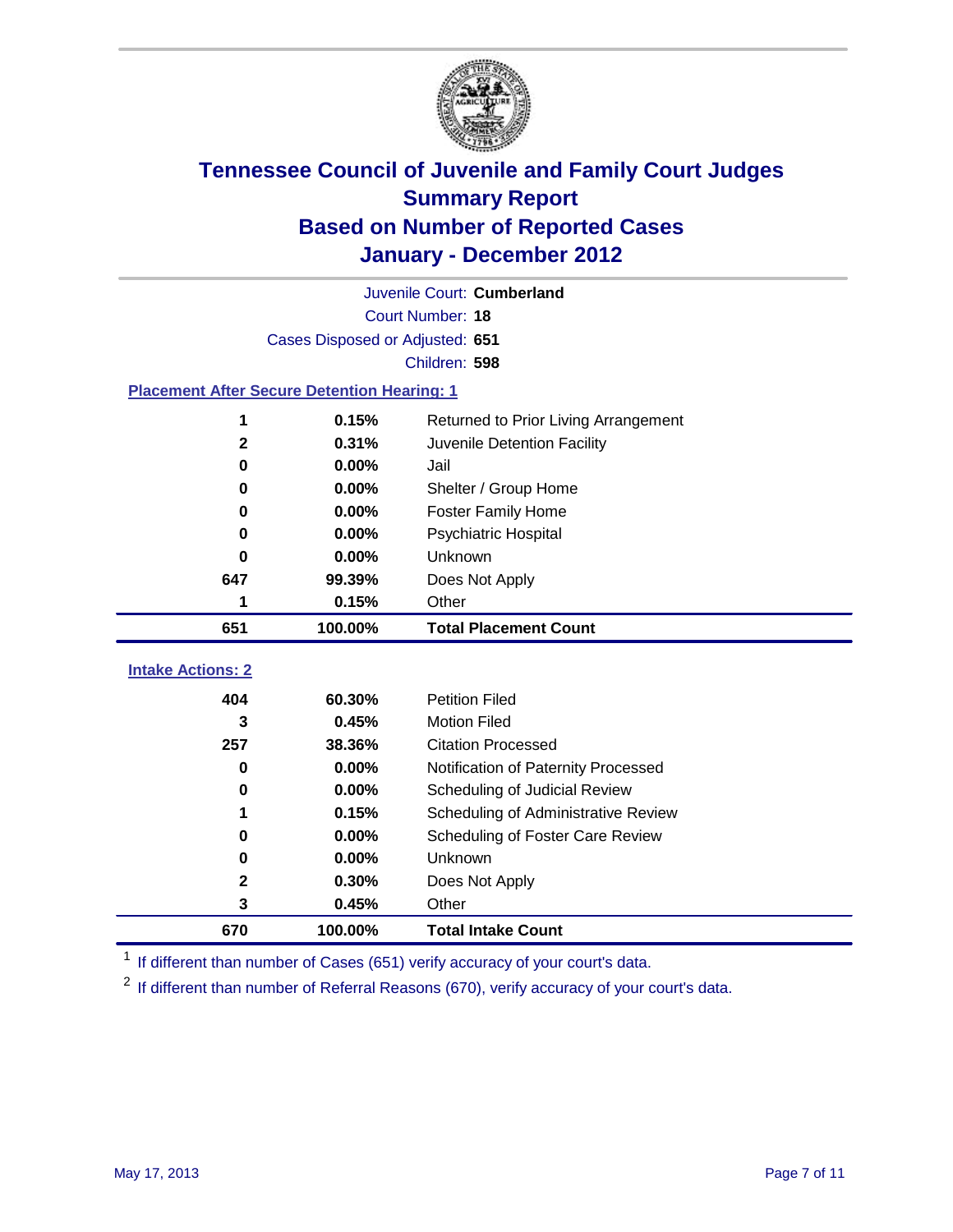# Tennessee Council of Juvenile and Family Court Judges
## Summary Report
## Based on Number of Reported Cases
## January - December 2012

Juvenile Court: **Cumberland**
Court Number: **18**
Cases Disposed or Adjusted: **651**
Children: **598**

### Placement After Secure Detention Hearing: 1

| Count | Percent | Placement |
|---|---|---|
| 1 | 0.15% | Returned to Prior Living Arrangement |
| 2 | 0.31% | Juvenile Detention Facility |
| 0 | 0.00% | Jail |
| 0 | 0.00% | Shelter / Group Home |
| 0 | 0.00% | Foster Family Home |
| 0 | 0.00% | Psychiatric Hospital |
| 0 | 0.00% | Unknown |
| 647 | 99.39% | Does Not Apply |
| 1 | 0.15% | Other |
| **651** | **100.00%** | **Total Placement Count** |

### Intake Actions: 2

| Count | Percent | Intake Action |
|---|---|---|
| 404 | 60.30% | Petition Filed |
| 3 | 0.45% | Motion Filed |
| 257 | 38.36% | Citation Processed |
| 0 | 0.00% | Notification of Paternity Processed |
| 0 | 0.00% | Scheduling of Judicial Review |
| 1 | 0.15% | Scheduling of Administrative Review |
| 0 | 0.00% | Scheduling of Foster Care Review |
| 0 | 0.00% | Unknown |
| 2 | 0.30% | Does Not Apply |
| 3 | 0.45% | Other |
| **670** | **100.00%** | **Total Intake Count** |

[1] If different than number of Cases (651) verify accuracy of your court's data.

[2] If different than number of Referral Reasons (670), verify accuracy of your court's data.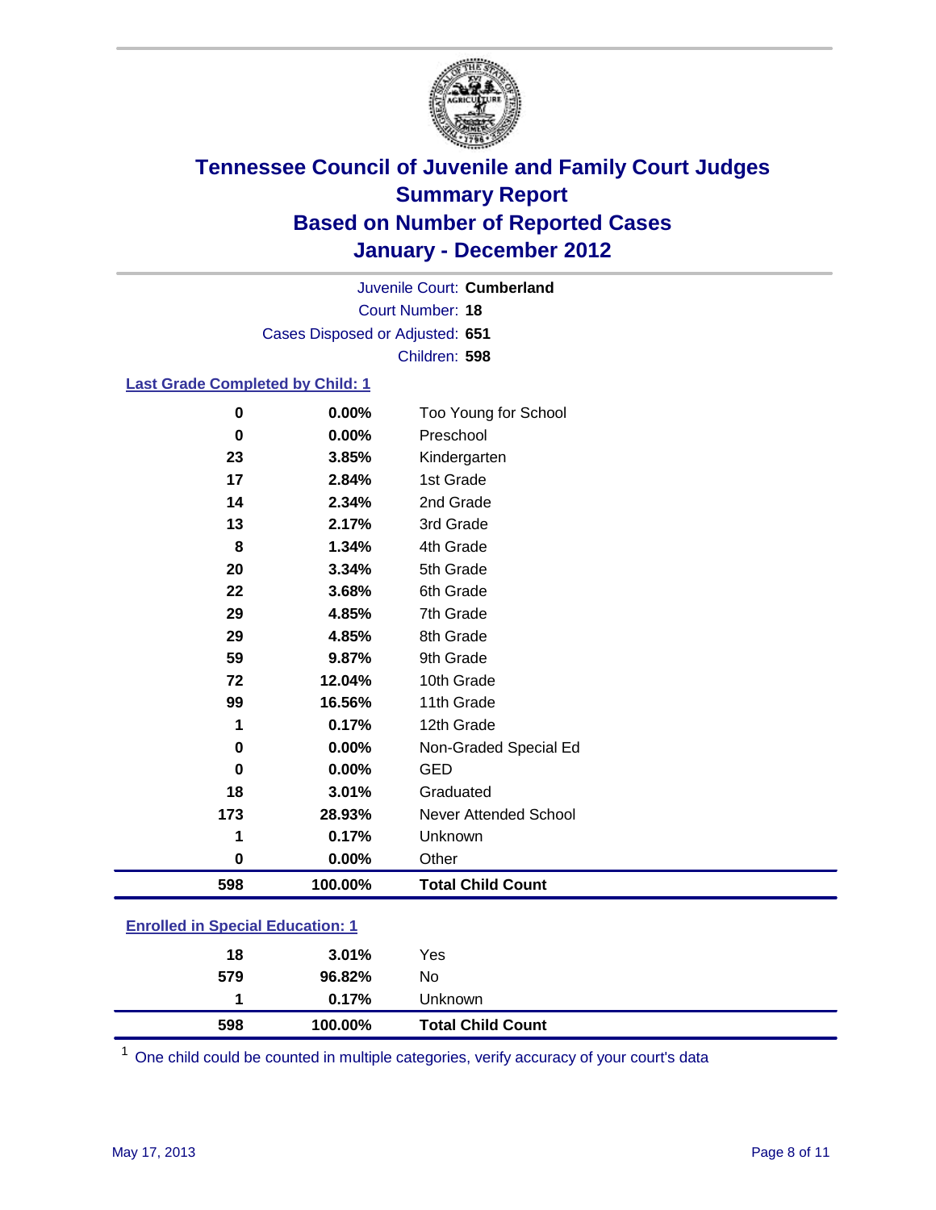# Tennessee Council of Juvenile and Family Court Judges
## Summary Report
## Based on Number of Reported Cases
## January - December 2012

Juvenile Court: **Cumberland**

Court Number: **18**

Cases Disposed or Adjusted: **651**

Children: **598**

### Last Grade Completed by Child: 1

| Count | Percent | Category |
|---|---|---|
| 0 | 0.00% | Too Young for School |
| 0 | 0.00% | Preschool |
| 23 | 3.85% | Kindergarten |
| 17 | 2.84% | 1st Grade |
| 14 | 2.34% | 2nd Grade |
| 13 | 2.17% | 3rd Grade |
| 8 | 1.34% | 4th Grade |
| 20 | 3.34% | 5th Grade |
| 22 | 3.68% | 6th Grade |
| 29 | 4.85% | 7th Grade |
| 29 | 4.85% | 8th Grade |
| 59 | 9.87% | 9th Grade |
| 72 | 12.04% | 10th Grade |
| 99 | 16.56% | 11th Grade |
| 1 | 0.17% | 12th Grade |
| 0 | 0.00% | Non-Graded Special Ed |
| 0 | 0.00% | GED |
| 18 | 3.01% | Graduated |
| 173 | 28.93% | Never Attended School |
| 1 | 0.17% | Unknown |
| 0 | 0.00% | Other |
| **598** | **100.00%** | **Total Child Count** |

### Enrolled in Special Education: 1

| Count | Percent | Category |
|---|---|---|
| 18 | 3.01% | Yes |
| 579 | 96.82% | No |
| 1 | 0.17% | Unknown |
| **598** | **100.00%** | **Total Child Count** |

[1] One child could be counted in multiple categories, verify accuracy of your court's data

May 17, 2013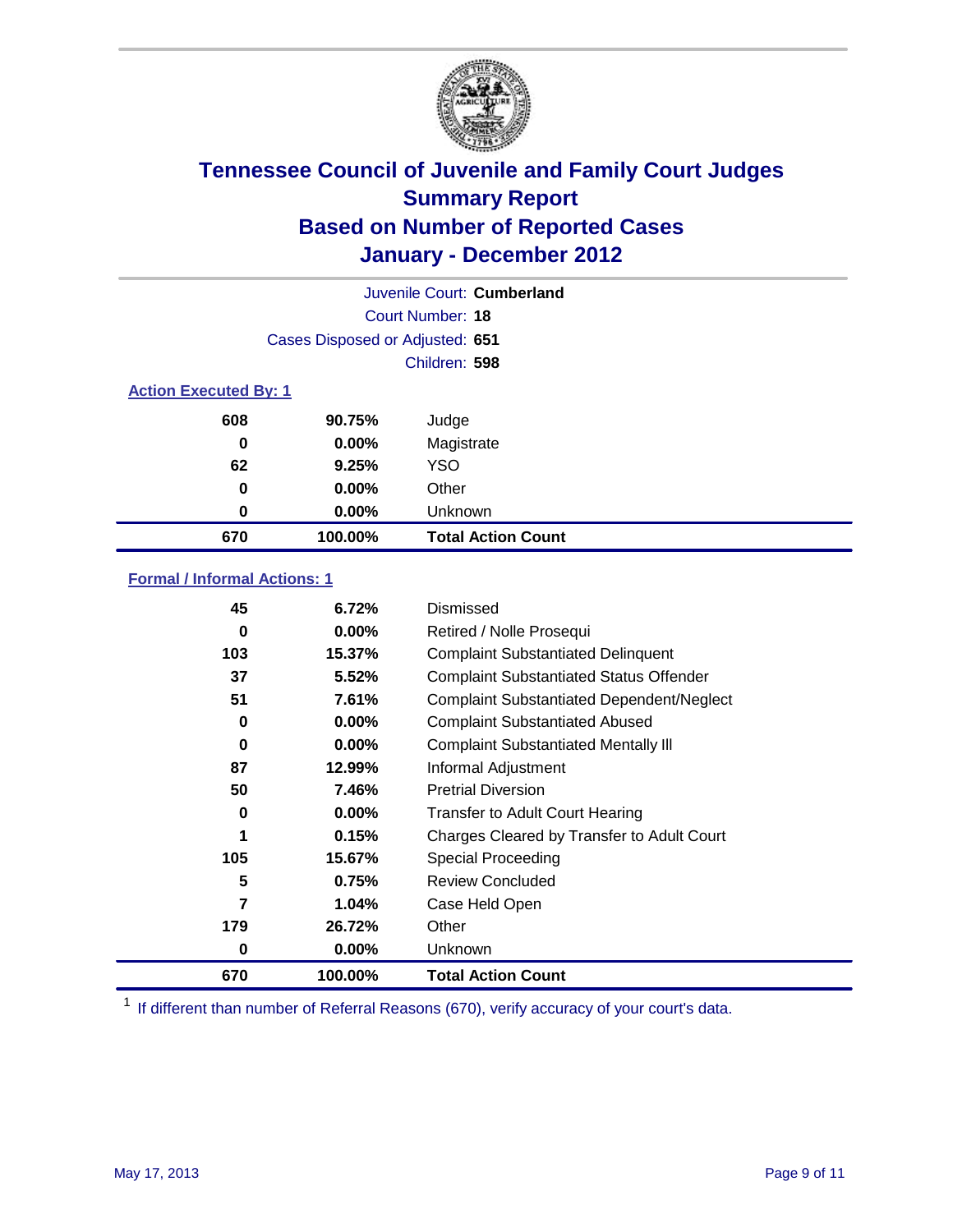# Tennessee Council of Juvenile and Family Court Judges
## Summary Report
## Based on Number of Reported Cases
## January - December 2012

Juvenile Court: **Cumberland**

Court Number: **18**

Cases Disposed or Adjusted: **651**

Children: **598**

### Action Executed By: 1

| Count | Percent | Action |
|---|---|---|
| 608 | 90.75% | Judge |
| 0 | 0.00% | Magistrate |
| 62 | 9.25% | YSO |
| 0 | 0.00% | Other |
| 0 | 0.00% | Unknown |
| **670** | **100.00%** | **Total Action Count** |

### Formal / Informal Actions: 1

| Count | Percent | Action |
|---|---|---|
| 45 | 6.72% | Dismissed |
| 0 | 0.00% | Retired / Nolle Prosequi |
| 103 | 15.37% | Complaint Substantiated Delinquent |
| 37 | 5.52% | Complaint Substantiated Status Offender |
| 51 | 7.61% | Complaint Substantiated Dependent/Neglect |
| 0 | 0.00% | Complaint Substantiated Abused |
| 0 | 0.00% | Complaint Substantiated Mentally Ill |
| 87 | 12.99% | Informal Adjustment |
| 50 | 7.46% | Pretrial Diversion |
| 0 | 0.00% | Transfer to Adult Court Hearing |
| 1 | 0.15% | Charges Cleared by Transfer to Adult Court |
| 105 | 15.67% | Special Proceeding |
| 5 | 0.75% | Review Concluded |
| 7 | 1.04% | Case Held Open |
| 179 | 26.72% | Other |
| 0 | 0.00% | Unknown |
| **670** | **100.00%** | **Total Action Count** |

[1] If different than number of Referral Reasons (670), verify accuracy of your court's data.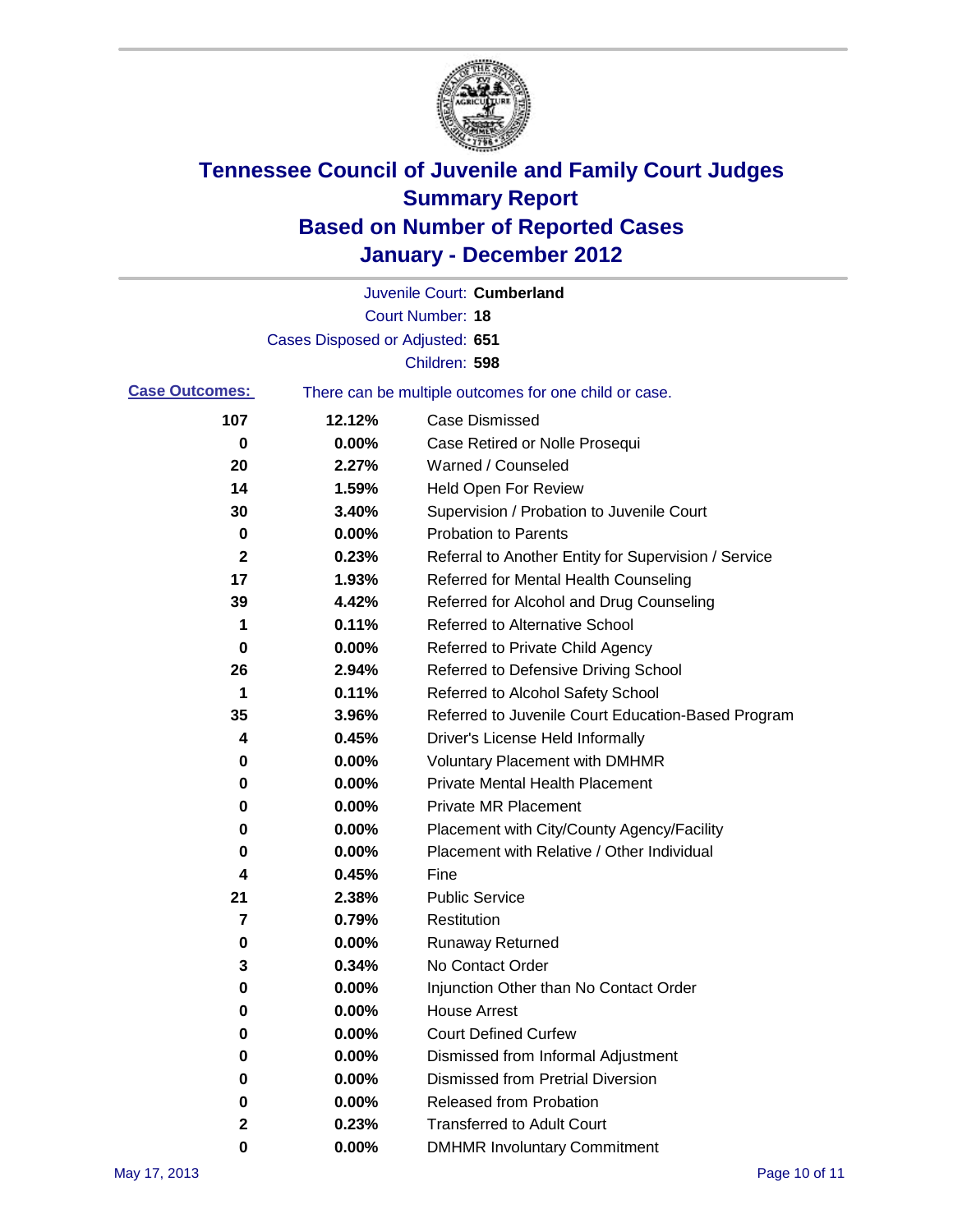# Tennessee Council of Juvenile and Family Court Judges
## Summary Report
## Based on Number of Reported Cases
## January - December 2012

Juvenile Court: **Cumberland**
Court Number: **18**
Cases Disposed or Adjusted: **651**
Children: **598**

**Case Outcomes:** There can be multiple outcomes for one child or case.

| Count | Percent | Outcome |
|---|---|---|
| 107 | 12.12% | Case Dismissed |
| 0 | 0.00% | Case Retired or Nolle Prosequi |
| 20 | 2.27% | Warned / Counseled |
| 14 | 1.59% | Held Open For Review |
| 30 | 3.40% | Supervision / Probation to Juvenile Court |
| 0 | 0.00% | Probation to Parents |
| 2 | 0.23% | Referral to Another Entity for Supervision / Service |
| 17 | 1.93% | Referred for Mental Health Counseling |
| 39 | 4.42% | Referred for Alcohol and Drug Counseling |
| 1 | 0.11% | Referred to Alternative School |
| 0 | 0.00% | Referred to Private Child Agency |
| 26 | 2.94% | Referred to Defensive Driving School |
| 1 | 0.11% | Referred to Alcohol Safety School |
| 35 | 3.96% | Referred to Juvenile Court Education-Based Program |
| 4 | 0.45% | Driver's License Held Informally |
| 0 | 0.00% | Voluntary Placement with DMHMR |
| 0 | 0.00% | Private Mental Health Placement |
| 0 | 0.00% | Private MR Placement |
| 0 | 0.00% | Placement with City/County Agency/Facility |
| 0 | 0.00% | Placement with Relative / Other Individual |
| 4 | 0.45% | Fine |
| 21 | 2.38% | Public Service |
| 7 | 0.79% | Restitution |
| 0 | 0.00% | Runaway Returned |
| 3 | 0.34% | No Contact Order |
| 0 | 0.00% | Injunction Other than No Contact Order |
| 0 | 0.00% | House Arrest |
| 0 | 0.00% | Court Defined Curfew |
| 0 | 0.00% | Dismissed from Informal Adjustment |
| 0 | 0.00% | Dismissed from Pretrial Diversion |
| 0 | 0.00% | Released from Probation |
| 2 | 0.23% | Transferred to Adult Court |
| 0 | 0.00% | DMHMR Involuntary Commitment |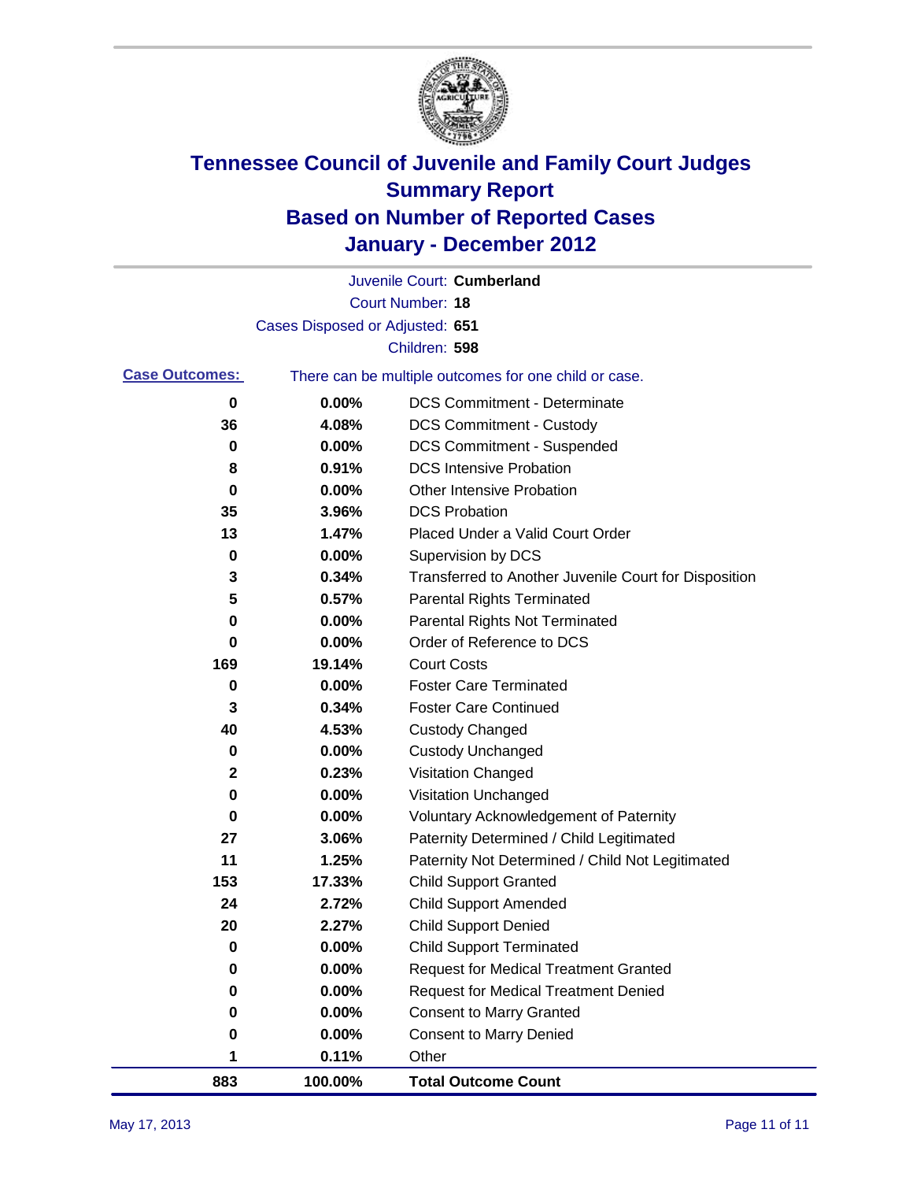# Tennessee Council of Juvenile and Family Court Judges
# Summary Report
# Based on Number of Reported Cases
# January - December 2012

Juvenile Court: **Cumberland**
Court Number: **18**
Cases Disposed or Adjusted: **651**
Children: **598**

**Case Outcomes:** There can be multiple outcomes for one child or case.

| | | |
|---|---|---|
| 0 | 0.00% | DCS Commitment - Determinate |
| 36 | 4.08% | DCS Commitment - Custody |
| 0 | 0.00% | DCS Commitment - Suspended |
| 8 | 0.91% | DCS Intensive Probation |
| 0 | 0.00% | Other Intensive Probation |
| 35 | 3.96% | DCS Probation |
| 13 | 1.47% | Placed Under a Valid Court Order |
| 0 | 0.00% | Supervision by DCS |
| 3 | 0.34% | Transferred to Another Juvenile Court for Disposition |
| 5 | 0.57% | Parental Rights Terminated |
| 0 | 0.00% | Parental Rights Not Terminated |
| 0 | 0.00% | Order of Reference to DCS |
| 169 | 19.14% | Court Costs |
| 0 | 0.00% | Foster Care Terminated |
| 3 | 0.34% | Foster Care Continued |
| 40 | 4.53% | Custody Changed |
| 0 | 0.00% | Custody Unchanged |
| 2 | 0.23% | Visitation Changed |
| 0 | 0.00% | Visitation Unchanged |
| 0 | 0.00% | Voluntary Acknowledgement of Paternity |
| 27 | 3.06% | Paternity Determined / Child Legitimated |
| 11 | 1.25% | Paternity Not Determined / Child Not Legitimated |
| 153 | 17.33% | Child Support Granted |
| 24 | 2.72% | Child Support Amended |
| 20 | 2.27% | Child Support Denied |
| 0 | 0.00% | Child Support Terminated |
| 0 | 0.00% | Request for Medical Treatment Granted |
| 0 | 0.00% | Request for Medical Treatment Denied |
| 0 | 0.00% | Consent to Marry Granted |
| 0 | 0.00% | Consent to Marry Denied |
| 1 | 0.11% | Other |
| **883** | **100.00%** | **Total Outcome Count** |

May 17, 2013